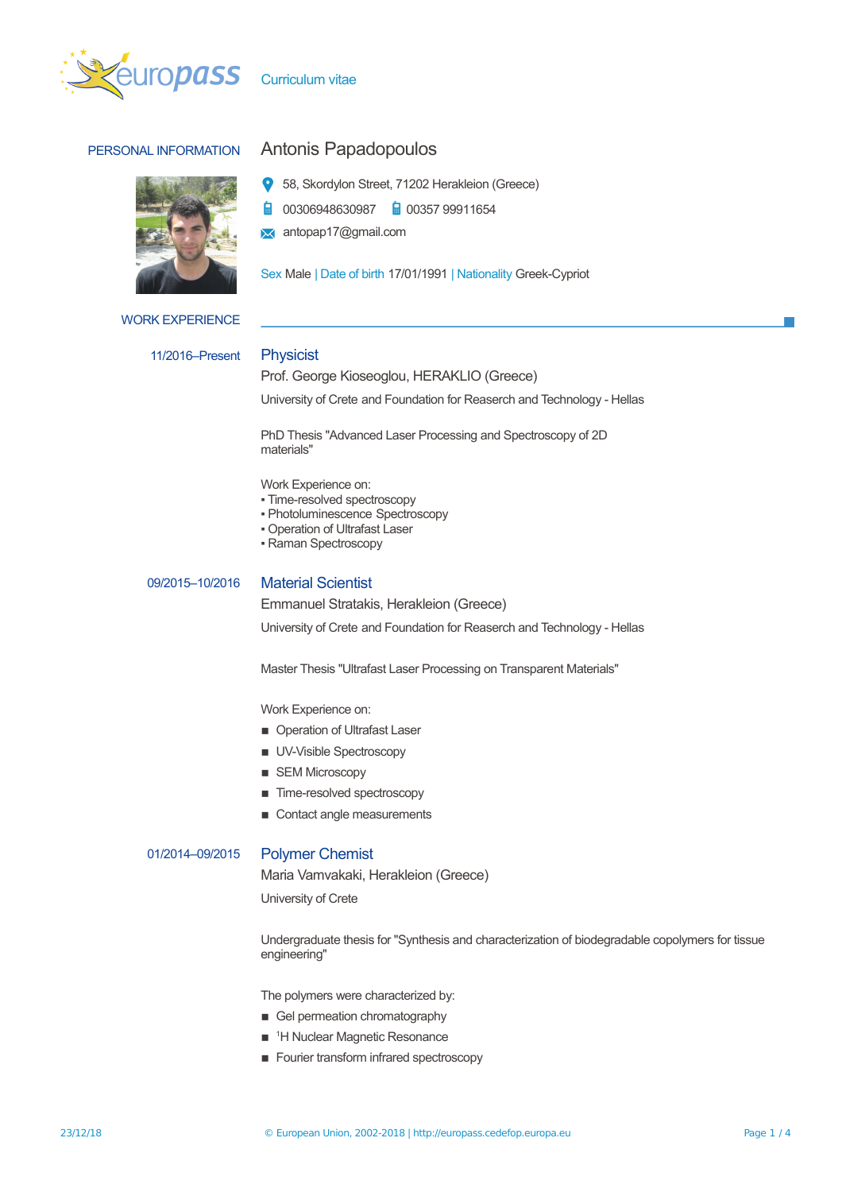europass Curriculum vitae

## PERSONAL INFORMATION

# Antonis Papadopoulos

58, Skordylon Street, 71202 Herakleion (Greece)

00306948630987    00357 99911654

antopap17@gmail.com

Sex Male | Date of birth 17/01/1991 | Nationality Greek-Cypriot

## WORK EXPERIENCE

**11/2016–Present**

### Physicist

Prof. George Kioseoglou, HERAKLIO (Greece)

University of Crete and Foundation for Reaserch and Technology - Hellas

PhD Thesis "Advanced Laser Processing and Spectroscopy of 2D materials"

Work Experience on:
- Time-resolved spectroscopy
- Photoluminescence Spectroscopy
- Operation of Ultrafast Laser
- Raman Spectroscopy

**09/2015–10/2016**

### Material Scientist

Emmanuel Stratakis, Herakleion (Greece)

University of Crete and Foundation for Reaserch and Technology - Hellas

Master Thesis "Ultrafast Laser Processing on Transparent Materials"

Work Experience on:

- Operation of Ultrafast Laser
- UV-Visible Spectroscopy
- SEM Microscopy
- Time-resolved spectroscopy
- Contact angle measurements

**01/2014–09/2015**

### Polymer Chemist

Maria Vamvakaki, Herakleion (Greece)

University of Crete

Undergraduate thesis for "Synthesis and characterization of biodegradable copolymers for tissue engineering"

The polymers were characterized by:

- Gel permeation chromatography
- $^{1}$H Nuclear Magnetic Resonance
- Fourier transform infrared spectroscopy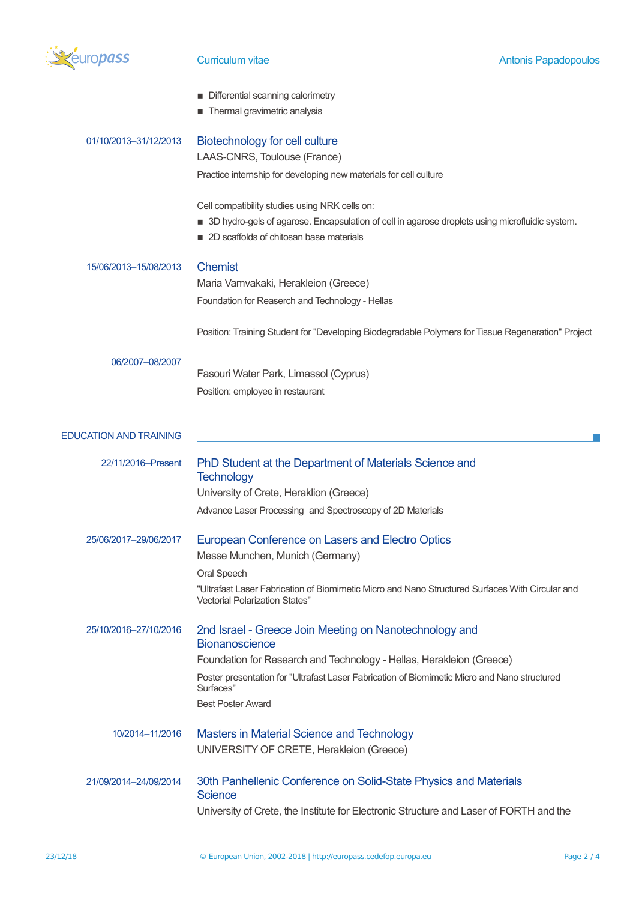- Differential scanning calorimetry
- Thermal gravimetric analysis

01/10/2013–31/12/2013

### Biotechnology for cell culture

LAAS-CNRS, Toulouse (France)

Practice internship for developing new materials for cell culture

Cell compatibility studies using NRK cells on:

- 3D hydro-gels of agarose. Encapsulation of cell in agarose droplets using microfluidic system.
- 2D scaffolds of chitosan base materials

15/06/2013–15/08/2013

### Chemist

Maria Vamvakaki, Herakleion (Greece)

Foundation for Reaserch and Technology - Hellas

Position: Training Student for "Developing Biodegradable Polymers for Tissue Regeneration" Project

06/2007–08/2007

Fasouri Water Park, Limassol (Cyprus)

Position: employee in restaurant

## EDUCATION AND TRAINING

22/11/2016–Present

### PhD Student at the Department of Materials Science and Technology

University of Crete, Heraklion (Greece)

Advance Laser Processing and Spectroscopy of 2D Materials

25/06/2017–29/06/2017

### European Conference on Lasers and Electro Optics

Messe Munchen, Munich (Germany)

Oral Speech

"Ultrafast Laser Fabrication of Biomimetic Micro and Nano Structured Surfaces With Circular and Vectorial Polarization States"

25/10/2016–27/10/2016

### 2nd Israel - Greece Join Meeting on Nanotechnology and Bionanoscience

Foundation for Research and Technology - Hellas, Herakleion (Greece)

Poster presentation for "Ultrafast Laser Fabrication of Biomimetic Micro and Nano structured Surfaces"

Best Poster Award

10/2014–11/2016

### Masters in Material Science and Technology

UNIVERSITY OF CRETE, Herakleion (Greece)

21/09/2014–24/09/2014

### 30th Panhellenic Conference on Solid-State Physics and Materials Science

University of Crete, the Institute for Electronic Structure and Laser of FORTH and the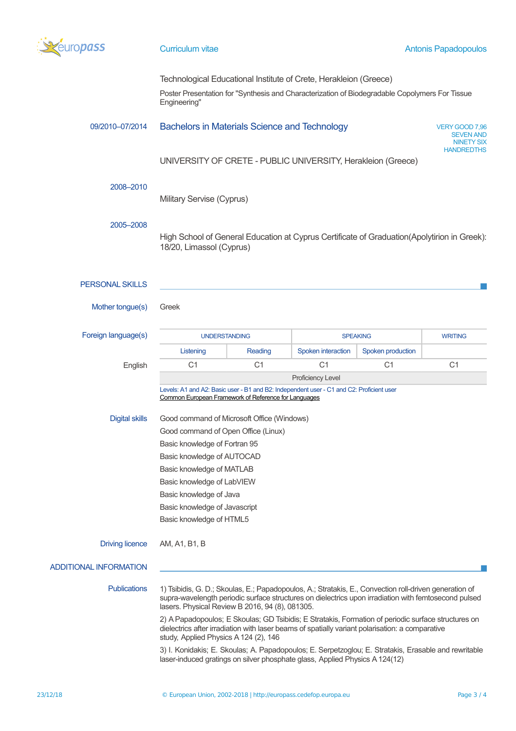Technological Educational Institute of Crete, Herakleion (Greece)

Poster Presentation for "Synthesis and Characterization of Biodegradable Copolymers For Tissue Engineering"

**09/2010–07/2014** Bachelors in Materials Science and Technology — VERY GOOD 7,96 SEVEN AND NINETY SIX HANDREDTHS

UNIVERSITY OF CRETE - PUBLIC UNIVERSITY, Herakleion (Greece)

**2008–2010**

Military Servise (Cyprus)

**2005–2008**

High School of General Education at Cyprus Certificate of Graduation(Apolytirion in Greek): 18/20, Limassol (Cyprus)

## PERSONAL SKILLS

**Mother tongue(s)** Greek

**Foreign language(s)**

| | UNDERSTANDING | | SPEAKING | | WRITING |
|---|---|---|---|---|---|
| | Listening | Reading | Spoken interaction | Spoken production | |
| English | C1 | C1 | C1 | C1 | C1 |
| | Proficiency Level | | | | |

Levels: A1 and A2: Basic user - B1 and B2: Independent user - C1 and C2: Proficient user
Common European Framework of Reference for Languages

**Digital skills**

Good command of Microsoft Office (Windows)
Good command of Open Office (Linux)
Basic knowledge of Fortran 95
Basic knowledge of AUTOCAD
Basic knowledge of MATLAB
Basic knowledge of LabVIEW
Basic knowledge of Java
Basic knowledge of Javascript
Basic knowledge of HTML5

**Driving licence** AM, A1, B1, B

## ADDITIONAL INFORMATION

**Publications**

1) Tsibidis, G. D.; Skoulas, E.; Papadopoulos, A.; Stratakis, E., Convection roll-driven generation of supra-wavelength periodic surface structures on dielectrics upon irradiation with femtosecond pulsed lasers. Physical Review B 2016, 94 (8), 081305.

2) A Papadopoulos; E Skoulas; GD Tsibidis; E Stratakis, Formation of periodic surface structures on dielectrics after irradiation with laser beams of spatially variant polarisation: a comparative study, Applied Physics A 124 (2), 146

3) I. Konidakis; E. Skoulas; A. Papadopoulos; E. Serpetzoglou; E. Stratakis, Erasable and rewritable laser-induced gratings on silver phosphate glass, Applied Physics A 124(12)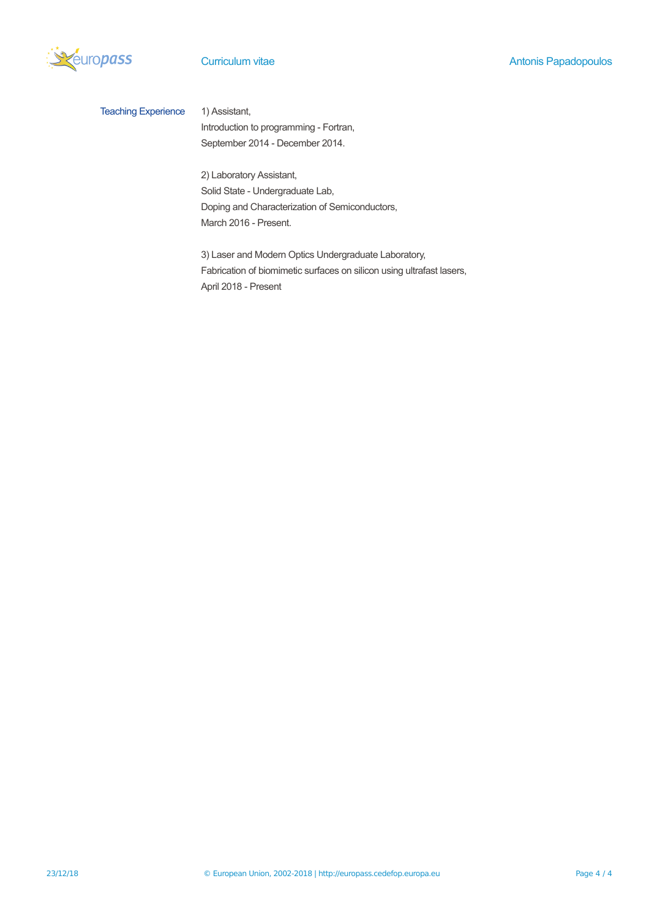## Teaching Experience

1) Assistant,
Introduction to programming - Fortran,
September 2014 - December 2014.

2) Laboratory Assistant,
Solid State - Undergraduate Lab,
Doping and Characterization of Semiconductors,
March 2016 - Present.

3) Laser and Modern Optics Undergraduate Laboratory,
Fabrication of biomimetic surfaces on silicon using ultrafast lasers,
April 2018 - Present